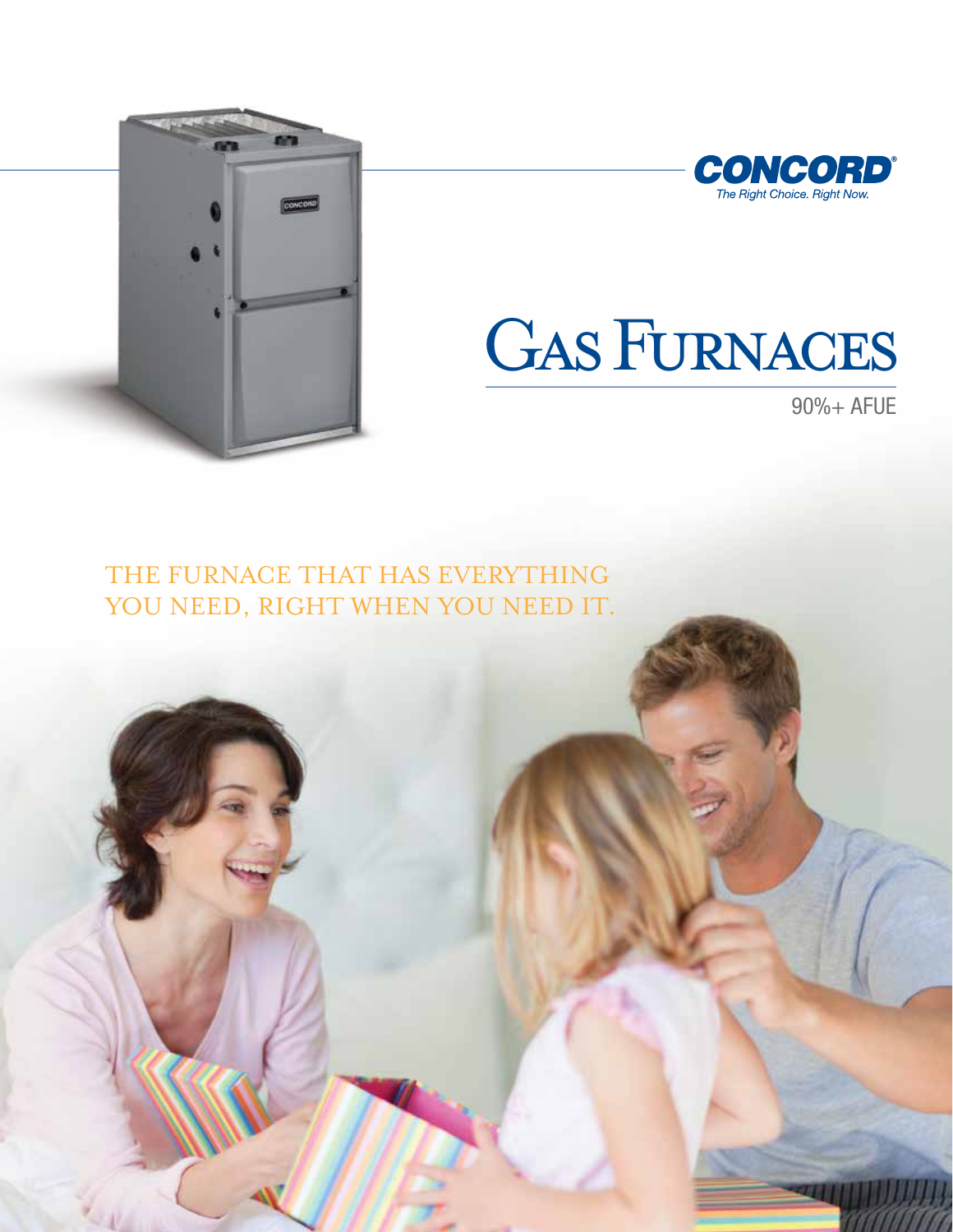**CONCORD**®

*The Right Choice. Right Now.*

# Gas Furnaces

90%+ AFUE

THE FURNACE THAT HAS EVERYTHING YOU NEED, RIGHT WHEN YOU NEED IT.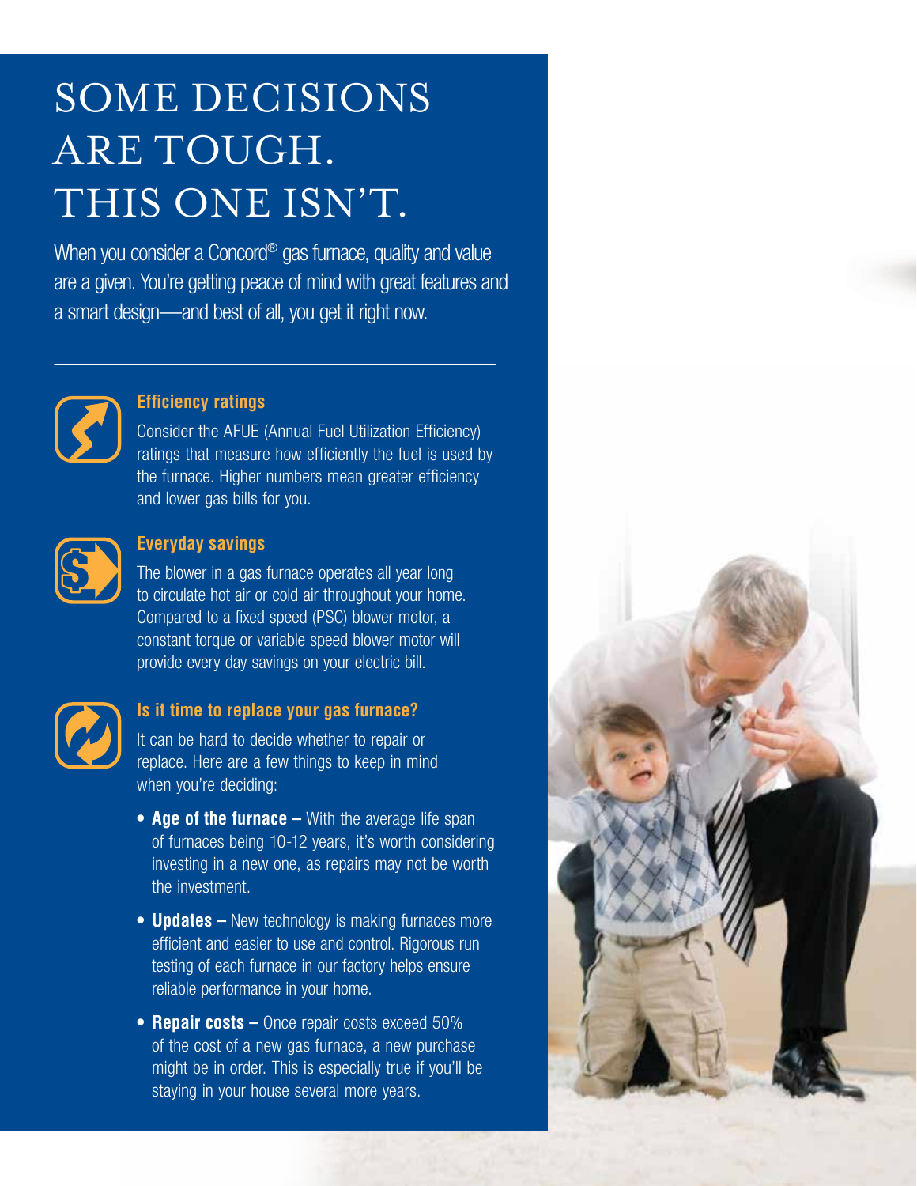# SOME DECISIONS ARE TOUGH. THIS ONE ISN'T.

When you consider a Concord® gas furnace, quality and value are a given. You're getting peace of mind with great features and a smart design—and best of all, you get it right now.

---

### Efficiency ratings

Consider the AFUE (Annual Fuel Utilization Efficiency) ratings that measure how efficiently the fuel is used by the furnace. Higher numbers mean greater efficiency and lower gas bills for you.

### Everyday savings

The blower in a gas furnace operates all year long to circulate hot air or cold air throughout your home. Compared to a fixed speed (PSC) blower motor, a constant torque or variable speed blower motor will provide every day savings on your electric bill.

### Is it time to replace your gas furnace?

It can be hard to decide whether to repair or replace. Here are a few things to keep in mind when you're deciding:

- **Age of the furnace –** With the average life span of furnaces being 10-12 years, it's worth considering investing in a new one, as repairs may not be worth the investment.
- **Updates –** New technology is making furnaces more efficient and easier to use and control. Rigorous run testing of each furnace in our factory helps ensure reliable performance in your home.
- **Repair costs –** Once repair costs exceed 50% of the cost of a new gas furnace, a new purchase might be in order. This is especially true if you'll be staying in your house several more years.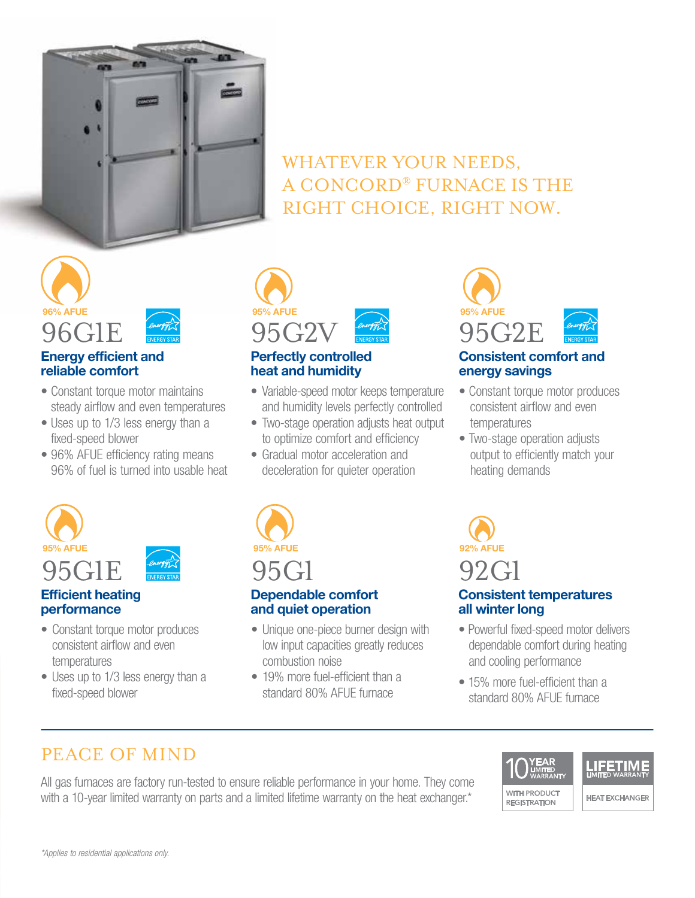# WHATEVER YOUR NEEDS, A CONCORD® FURNACE IS THE RIGHT CHOICE, RIGHT NOW.

96% AFUE

## 96G1E

ENERGY STAR

### Energy efficient and reliable comfort

- Constant torque motor maintains steady airflow and even temperatures
- Uses up to 1/3 less energy than a fixed-speed blower
- 96% AFUE efficiency rating means 96% of fuel is turned into usable heat

95% AFUE

## 95G2V

ENERGY STAR

### Perfectly controlled heat and humidity

- Variable-speed motor keeps temperature and humidity levels perfectly controlled
- Two-stage operation adjusts heat output to optimize comfort and efficiency
- Gradual motor acceleration and deceleration for quieter operation

95% AFUE

## 95G2E

ENERGY STAR

### Consistent comfort and energy savings

- Constant torque motor produces consistent airflow and even temperatures
- Two-stage operation adjusts output to efficiently match your heating demands

95% AFUE

## 95G1E

ENERGY STAR

### Efficient heating performance

- Constant torque motor produces consistent airflow and even temperatures
- Uses up to 1/3 less energy than a fixed-speed blower

95% AFUE

## 95G1

### Dependable comfort and quiet operation

- Unique one-piece burner design with low input capacities greatly reduces combustion noise
- 19% more fuel-efficient than a standard 80% AFUE furnace

92% AFUE

## 92G1

### Consistent temperatures all winter long

- Powerful fixed-speed motor delivers dependable comfort during heating and cooling performance
- 15% more fuel-efficient than a standard 80% AFUE furnace

---

## PEACE OF MIND

All gas furnaces are factory run-tested to ensure reliable performance in your home. They come with a 10-year limited warranty on parts and a limited lifetime warranty on the heat exchanger.*

10 YEAR LIMITED WARRANTY WITH PRODUCT REGISTRATION

LIFETIME LIMITED WARRANTY HEAT EXCHANGER

*Applies to residential applications only.*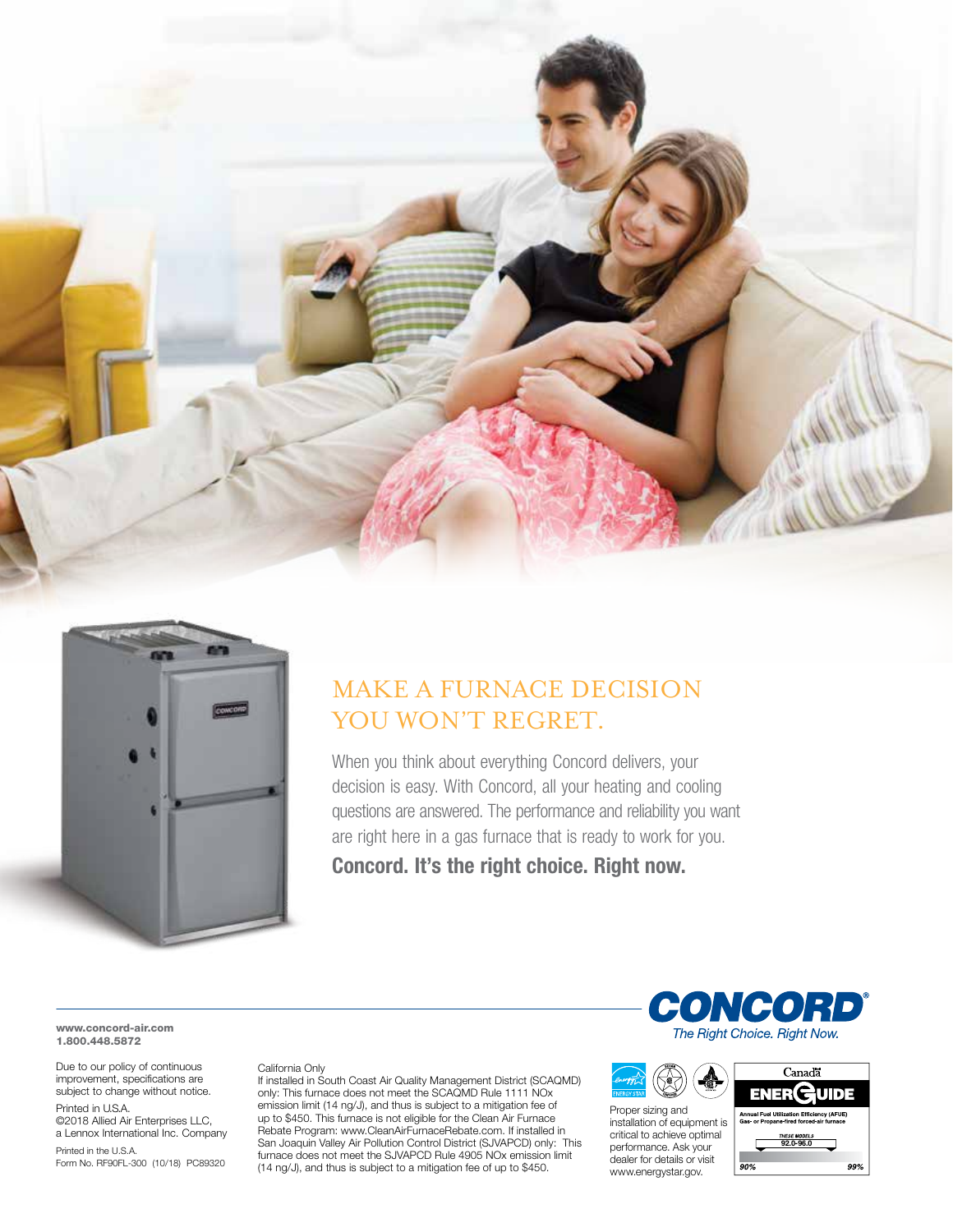# MAKE A FURNACE DECISION YOU WON'T REGRET.

When you think about everything Concord delivers, your decision is easy. With Concord, all your heating and cooling questions are answered. The performance and reliability you want are right here in a gas furnace that is ready to work for you.

**Concord. It's the right choice. Right now.**

CONCORD®
*The Right Choice. Right Now.*

**www.concord-air.com**
**1.800.448.5872**

Due to our policy of continuous improvement, specifications are subject to change without notice.

Printed in U.S.A.
©2018 Allied Air Enterprises LLC, a Lennox International Inc. Company

Printed in the U.S.A.
Form No. RF90FL-300 (10/18) PC89320

California Only
If installed in South Coast Air Quality Management District (SCAQMD) only: This furnace does not meet the SCAQMD Rule 1111 NOx emission limit (14 ng/J), and thus is subject to a mitigation fee of up to $450. This furnace is not eligible for the Clean Air Furnace Rebate Program: www.CleanAirFurnaceRebate.com. If installed in San Joaquin Valley Air Pollution Control District (SJVAPCD) only: This furnace does not meet the SJVAPCD Rule 4905 NOx emission limit (14 ng/J), and thus is subject to a mitigation fee of up to $450.

Proper sizing and installation of equipment is critical to achieve optimal performance. Ask your dealer for details or visit www.energystar.gov.

Canada
ENERGUIDE
Annual Fuel Utilization Efficiency (AFUE)
Gas- or Propane-fired forced-air furnace
THESE MODELS
92.0-96.0
90%
99%